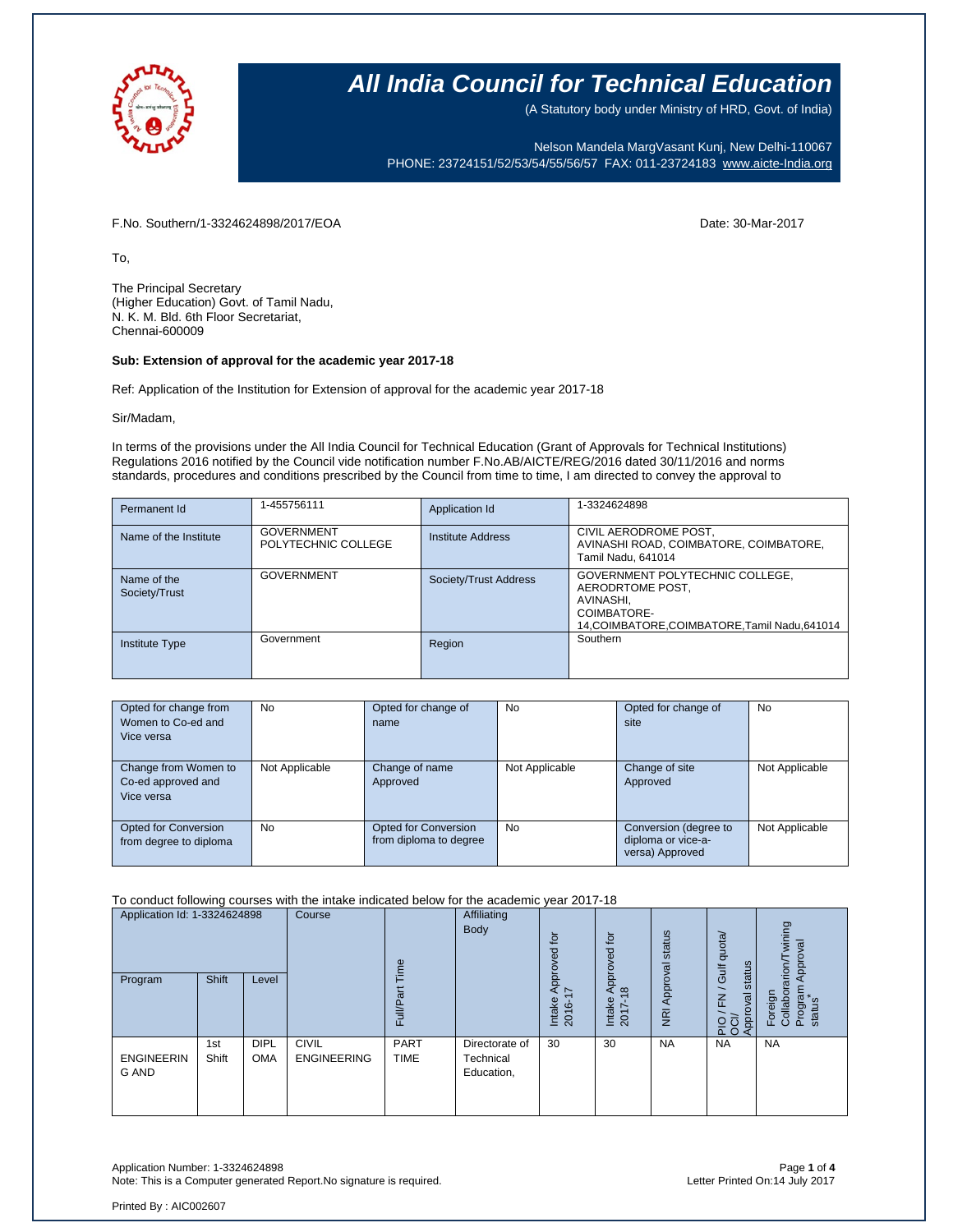# All India Council for Technical Education

(A Statutory body under Ministry of HRD, Govt. of India)

Nelson Mandela MargVasant Kunj, New Delhi-110067
PHONE: 23724151/52/53/54/55/56/57 FAX: 011-23724183 www.aicte-India.org

F.No. Southern/1-3324624898/2017/EOA

Date: 30-Mar-2017

To,

The Principal Secretary
(Higher Education) Govt. of Tamil Nadu,
N. K. M. Bld. 6th Floor Secretariat,
Chennai-600009

**Sub: Extension of approval for the academic year 2017-18**

Ref: Application of the Institution for Extension of approval for the academic year 2017-18

Sir/Madam,

In terms of the provisions under the All India Council for Technical Education (Grant of Approvals for Technical Institutions) Regulations 2016 notified by the Council vide notification number F.No.AB/AICTE/REG/2016 dated 30/11/2016 and norms standards, procedures and conditions prescribed by the Council from time to time, I am directed to convey the approval to

| Permanent Id | 1-455756111 | Application Id | 1-3324624898 |
|---|---|---|---|
| Name of the Institute | GOVERNMENT POLYTECHNIC COLLEGE | Institute Address | CIVIL AERODROME POST, AVINASHI ROAD, COIMBATORE, COIMBATORE, Tamil Nadu, 641014 |
| Name of the Society/Trust | GOVERNMENT | Society/Trust Address | GOVERNMENT POLYTECHNIC COLLEGE, AERODRTOME POST, AVINASHI, COIMBATORE-14,COIMBATORE,COIMBATORE,Tamil Nadu,641014 |
| Institute Type | Government | Region | Southern |

| Opted for change from Women to Co-ed and Vice versa | No | Opted for change of name | No | Opted for change of site | No |
|---|---|---|---|---|---|
| Change from Women to Co-ed approved and Vice versa | Not Applicable | Change of name Approved | Not Applicable | Change of site Approved | Not Applicable |
| Opted for Conversion from degree to diploma | No | Opted for Conversion from diploma to degree | No | Conversion (degree to diploma or vice-a-versa) Approved | Not Applicable |

To conduct following courses with the intake indicated below for the academic year 2017-18

| Application Id: 1-3324624898 | | | Course | Full/Part Time | Affiliating Body | Intake Approved for 2016-17 | Intake Approved for 2017-18 | NRI Approval status | PIO / FN / Gulf quota/ OCI/ Approval status | Foreign Collaboration/Twining Program Approval status* |
|---|---|---|---|---|---|---|---|---|---|---|
| Program | Shift | Level | | | | | | | | |
| ENGINEERING AND | 1st Shift | DIPLOMA | CIVIL ENGINEERING | PART TIME | Directorate of Technical Education, | 30 | 30 | NA | NA | NA |

Application Number: 1-3324624898
Note: This is a Computer generated Report.No signature is required.

Letter Printed On:14 July 2017

Printed By : AIC002607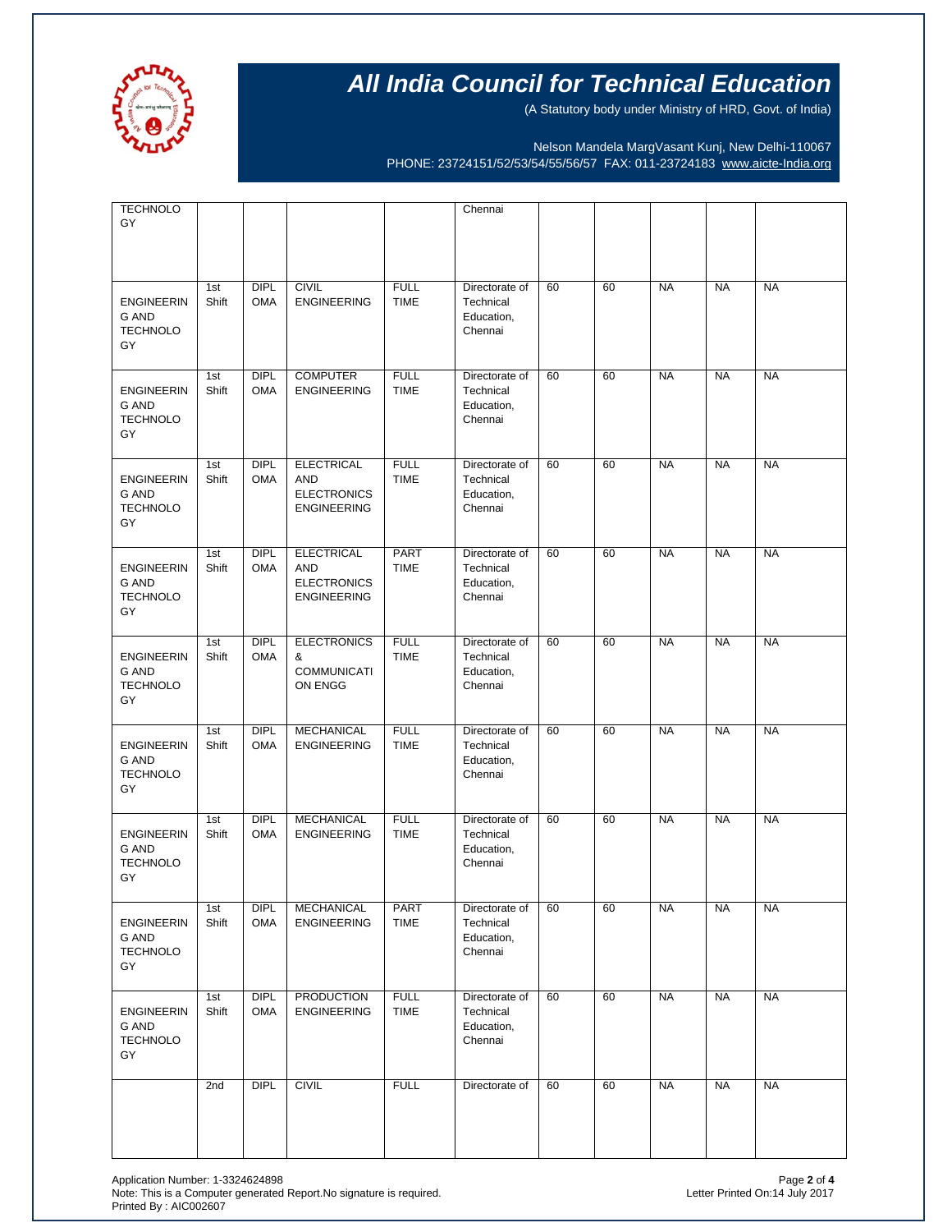# All India Council for Technical Education

(A Statutory body under Ministry of HRD, Govt. of India)

Nelson Mandela MargVasant Kunj, New Delhi-110067
PHONE: 23724151/52/53/54/55/56/57 FAX: 011-23724183 www.aicte-India.org

| | | | | | | | | | | |
|---|---|---|---|---|---|---|---|---|---|---|
| TECHNOLOGY | | | | | Chennai | | | | | |
| ENGINEERING AND TECHNOLOGY | 1st Shift | DIPLOMA | CIVIL ENGINEERING | FULL TIME | Directorate of Technical Education, Chennai | 60 | 60 | NA | NA | NA |
| ENGINEERING AND TECHNOLOGY | 1st Shift | DIPLOMA | COMPUTER ENGINEERING | FULL TIME | Directorate of Technical Education, Chennai | 60 | 60 | NA | NA | NA |
| ENGINEERING AND TECHNOLOGY | 1st Shift | DIPLOMA | ELECTRICAL AND ELECTRONICS ENGINEERING | FULL TIME | Directorate of Technical Education, Chennai | 60 | 60 | NA | NA | NA |
| ENGINEERING AND TECHNOLOGY | 1st Shift | DIPLOMA | ELECTRICAL AND ELECTRONICS ENGINEERING | PART TIME | Directorate of Technical Education, Chennai | 60 | 60 | NA | NA | NA |
| ENGINEERING AND TECHNOLOGY | 1st Shift | DIPLOMA | ELECTRONICS & COMMUNICATION ENGG | FULL TIME | Directorate of Technical Education, Chennai | 60 | 60 | NA | NA | NA |
| ENGINEERING AND TECHNOLOGY | 1st Shift | DIPLOMA | MECHANICAL ENGINEERING | FULL TIME | Directorate of Technical Education, Chennai | 60 | 60 | NA | NA | NA |
| ENGINEERING AND TECHNOLOGY | 1st Shift | DIPLOMA | MECHANICAL ENGINEERING | FULL TIME | Directorate of Technical Education, Chennai | 60 | 60 | NA | NA | NA |
| ENGINEERING AND TECHNOLOGY | 1st Shift | DIPLOMA | MECHANICAL ENGINEERING | PART TIME | Directorate of Technical Education, Chennai | 60 | 60 | NA | NA | NA |
| ENGINEERING AND TECHNOLOGY | 1st Shift | DIPLOMA | PRODUCTION ENGINEERING | FULL TIME | Directorate of Technical Education, Chennai | 60 | 60 | NA | NA | NA |
| | 2nd | DIPL | CIVIL | FULL | Directorate of | 60 | 60 | NA | NA | NA |

Application Number: 1-3324624898
Note: This is a Computer generated Report.No signature is required.
Printed By : AIC002607

Letter Printed On:14 July 2017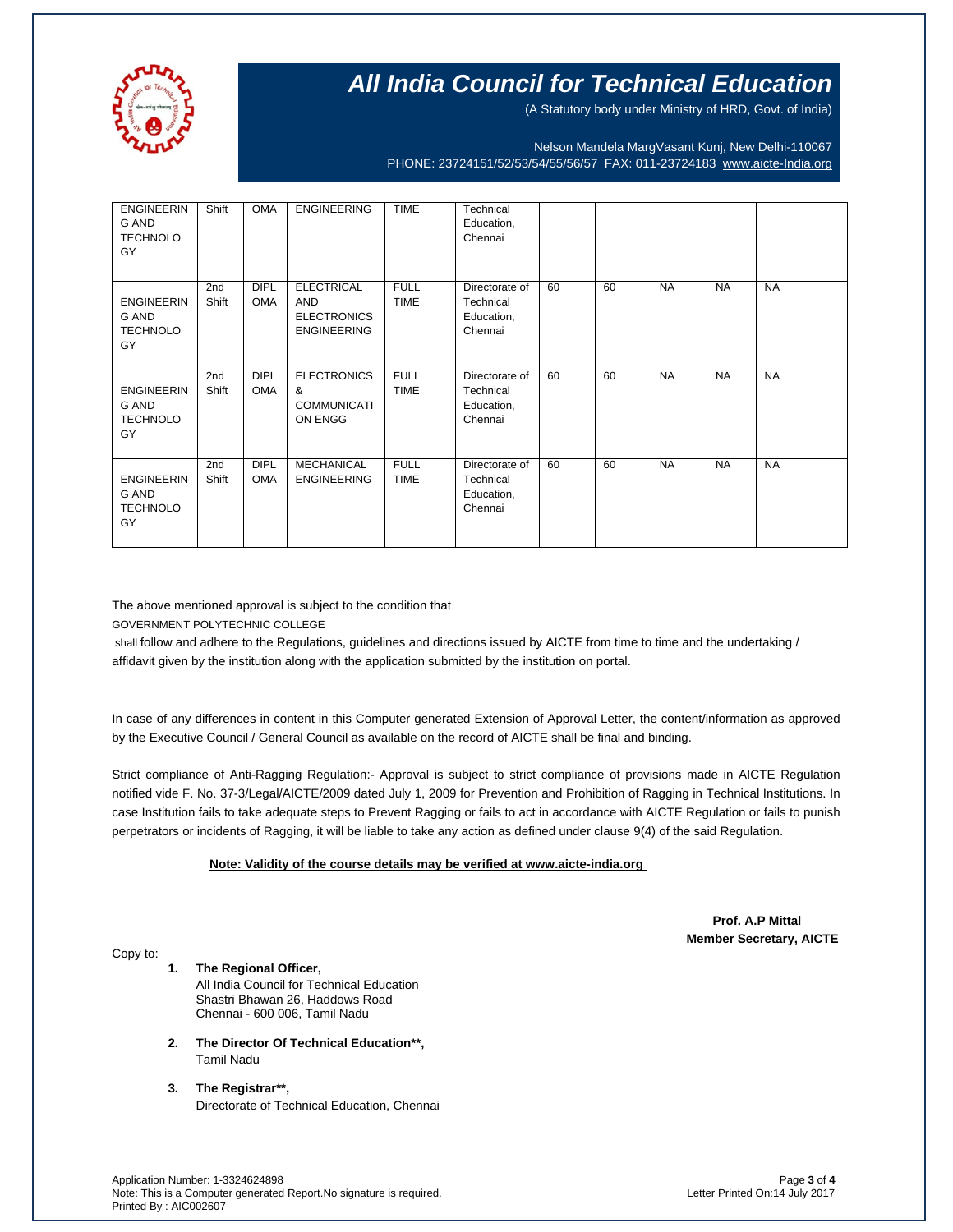# All India Council for Technical Education

(A Statutory body under Ministry of HRD, Govt. of India)

Nelson Mandela MargVasant Kunj, New Delhi-110067
PHONE: 23724151/52/53/54/55/56/57 FAX: 011-23724183 www.aicte-India.org

| | | | | | | | | | | |
|---|---|---|---|---|---|---|---|---|---|---|
| ENGINEERING AND TECHNOLOGY | Shift | OMA | ENGINEERING | TIME | Technical Education, Chennai | | | | | |
| ENGINEERING AND TECHNOLOGY | 2nd Shift | DIPLOMA | ELECTRICAL AND ELECTRONICS ENGINEERING | FULL TIME | Directorate of Technical Education, Chennai | 60 | 60 | NA | NA | NA |
| ENGINEERING AND TECHNOLOGY | 2nd Shift | DIPLOMA | ELECTRONICS & COMMUNICATION ENGG | FULL TIME | Directorate of Technical Education, Chennai | 60 | 60 | NA | NA | NA |
| ENGINEERING AND TECHNOLOGY | 2nd Shift | DIPLOMA | MECHANICAL ENGINEERING | FULL TIME | Directorate of Technical Education, Chennai | 60 | 60 | NA | NA | NA |

The above mentioned approval is subject to the condition that
GOVERNMENT POLYTECHNIC COLLEGE
shall follow and adhere to the Regulations, guidelines and directions issued by AICTE from time to time and the undertaking / affidavit given by the institution along with the application submitted by the institution on portal.

In case of any differences in content in this Computer generated Extension of Approval Letter, the content/information as approved by the Executive Council / General Council as available on the record of AICTE shall be final and binding.

Strict compliance of Anti-Ragging Regulation:- Approval is subject to strict compliance of provisions made in AICTE Regulation notified vide F. No. 37-3/Legal/AICTE/2009 dated July 1, 2009 for Prevention and Prohibition of Ragging in Technical Institutions. In case Institution fails to take adequate steps to Prevent Ragging or fails to act in accordance with AICTE Regulation or fails to punish perpetrators or incidents of Ragging, it will be liable to take any action as defined under clause 9(4) of the said Regulation.

**Note: Validity of the course details may be verified at www.aicte-india.org**

**Prof. A.P Mittal**
**Member Secretary, AICTE**

Copy to:

1. **The Regional Officer,**
   All India Council for Technical Education
   Shastri Bhawan 26, Haddows Road
   Chennai - 600 006, Tamil Nadu
2. **The Director Of Technical Education\*\*,**
   Tamil Nadu
3. **The Registrar\*\*,**
   Directorate of Technical Education, Chennai

Application Number: 1-3324624898
Note: This is a Computer generated Report.No signature is required.
Printed By : AIC002607

Letter Printed On:14 July 2017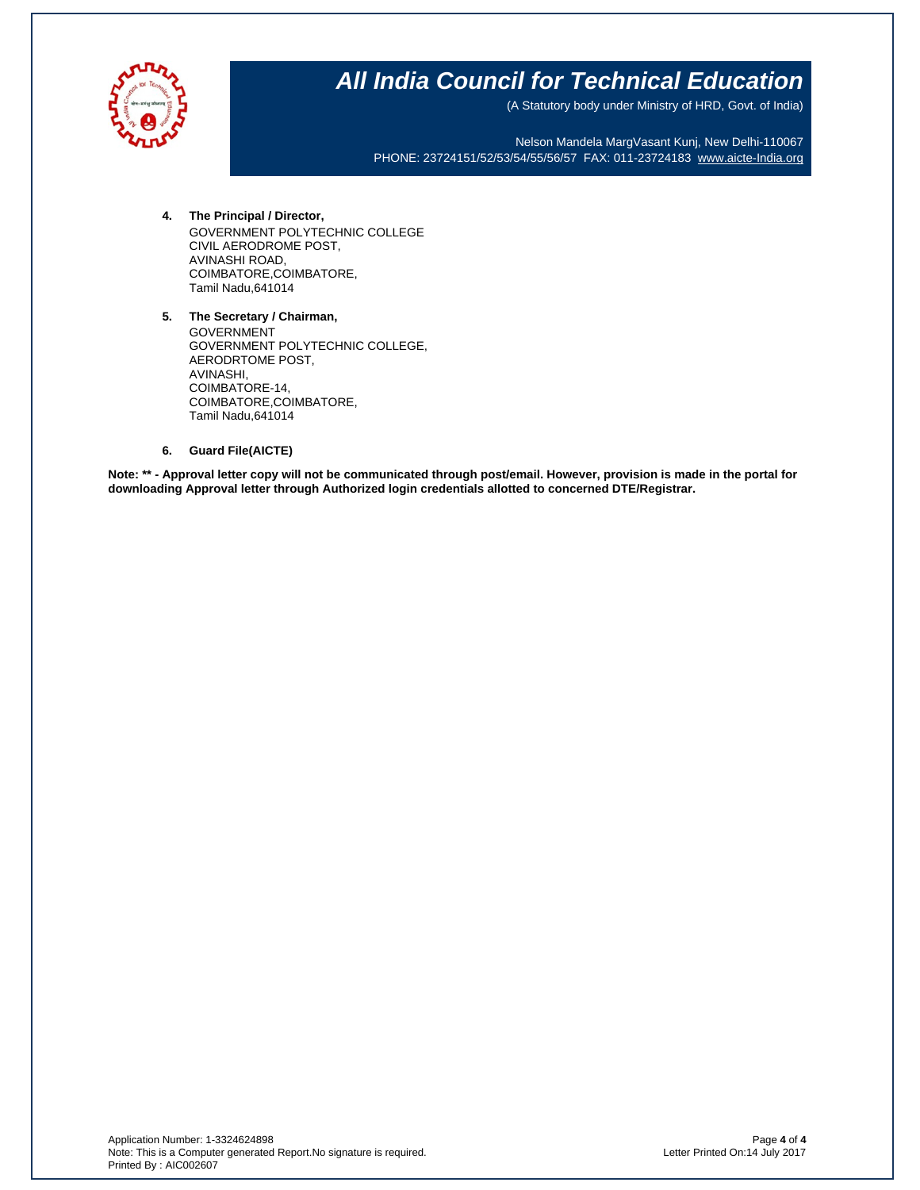4. **The Principal / Director,**
   GOVERNMENT POLYTECHNIC COLLEGE
   CIVIL AERODROME POST,
   AVINASHI ROAD,
   COIMBATORE,COIMBATORE,
   Tamil Nadu,641014

5. **The Secretary / Chairman,**
   GOVERNMENT
   GOVERNMENT POLYTECHNIC COLLEGE,
   AERODRTOME POST,
   AVINASHI,
   COIMBATORE-14,
   COIMBATORE,COIMBATORE,
   Tamil Nadu,641014

6. **Guard File(AICTE)**

**Note: ** - Approval letter copy will not be communicated through post/email. However, provision is made in the portal for downloading Approval letter through Authorized login credentials allotted to concerned DTE/Registrar.**

Application Number: 1-3324624898
Note: This is a Computer generated Report.No signature is required.
Printed By : AIC002607

Letter Printed On:14 July 2017